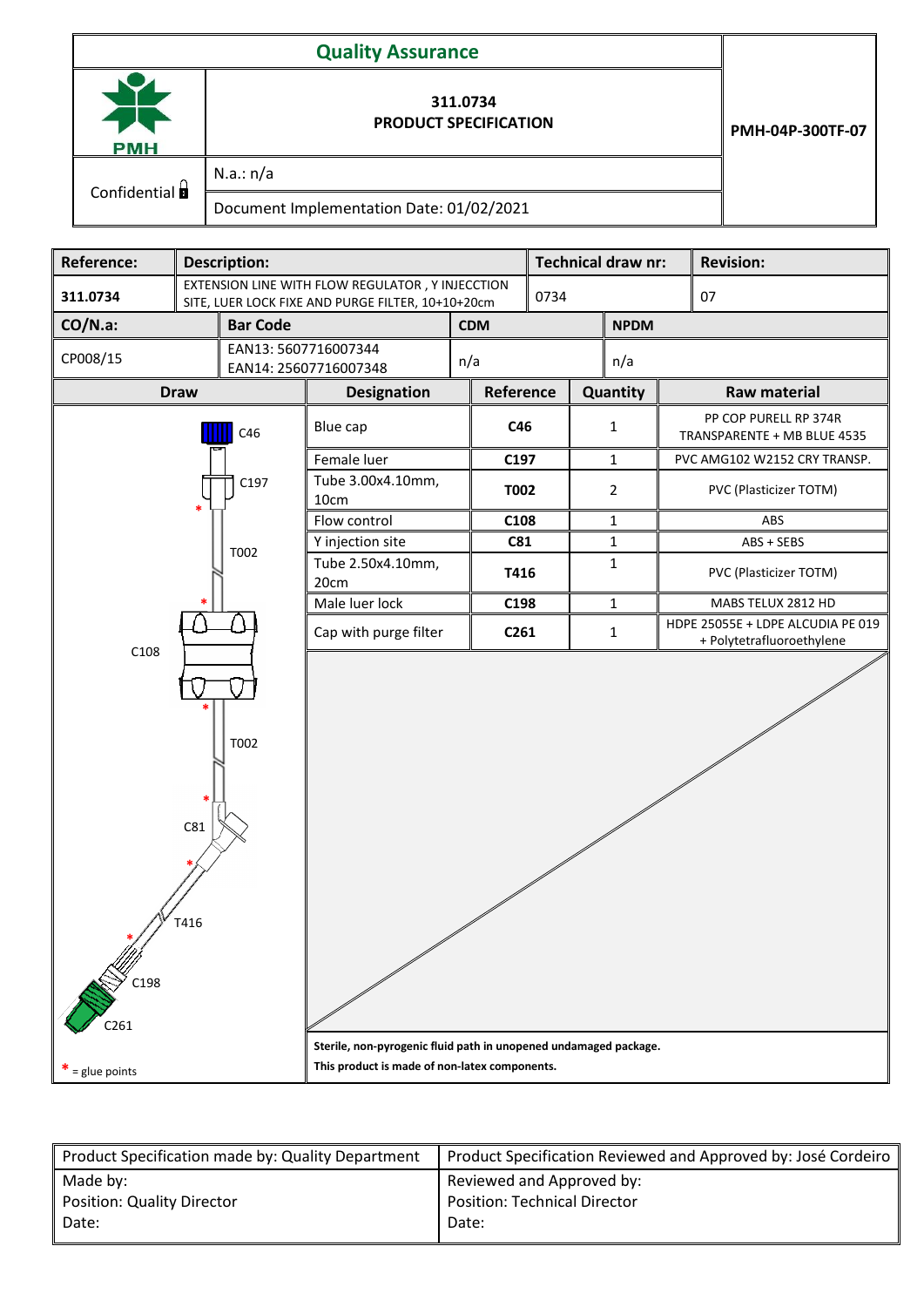| Quality Assurance | | |
|---|---|---|
| PMH | 311.0734<br>**PRODUCT SPECIFICATION** | **PMH-04P-300TF-07** |
| Confidential | N.a.: n/a | |
| | Document Implementation Date: 01/02/2021 | |

| **Reference:** | **Description:** | **Technical draw nr:** | **Revision:** |
|---|---|---|---|
| **311.0734** | EXTENSION LINE WITH FLOW REGULATOR , Y INJECCTION SITE, LUER LOCK FIXE AND PURGE FILTER, 10+10+20cm | 0734 | 07 |

| **CO/N.a:** | **Bar Code** | **CDM** | **NPDM** |
|---|---|---|---|
| CP008/15 | EAN13: 5607716007344<br>EAN14: 25607716007348 | n/a | n/a |

| Draw | Designation | Reference | Quantity | Raw material |
|---|---|---|---|---|
| C46 | Blue cap | **C46** | 1 | PP COP PURELL RP 374R TRANSPARENTE + MB BLUE 4535 |
| C197 | Female luer | **C197** | 1 | PVC AMG102 W2152 CRY TRANSP. |
| T002 | Tube 3.00x4.10mm, 10cm | **T002** | 2 | PVC (Plasticizer TOTM) |
| C108 | Flow control | **C108** | 1 | ABS |
| T002 | Y injection site | **C81** | 1 | ABS + SEBS |
| C81 | Tube 2.50x4.10mm, 20cm | **T416** | 1 | PVC (Plasticizer TOTM) |
| T416 | Male luer lock | **C198** | 1 | MABS TELUX 2812 HD |
| C198 | Cap with purge filter | **C261** | 1 | HDPE 25055E + LDPE ALCUDIA PE 019 + Polytetrafluoroethylene |
| C261 | | | | |

* = glue points

**Sterile, non-pyrogenic fluid path in unopened undamaged package.**
**This product is made of non-latex components.**

| Product Specification made by: Quality Department | Product Specification Reviewed and Approved by: José Cordeiro |
|---|---|
| Made by:<br>Position: Quality Director<br>Date: | Reviewed and Approved by:<br>Position: Technical Director<br>Date: |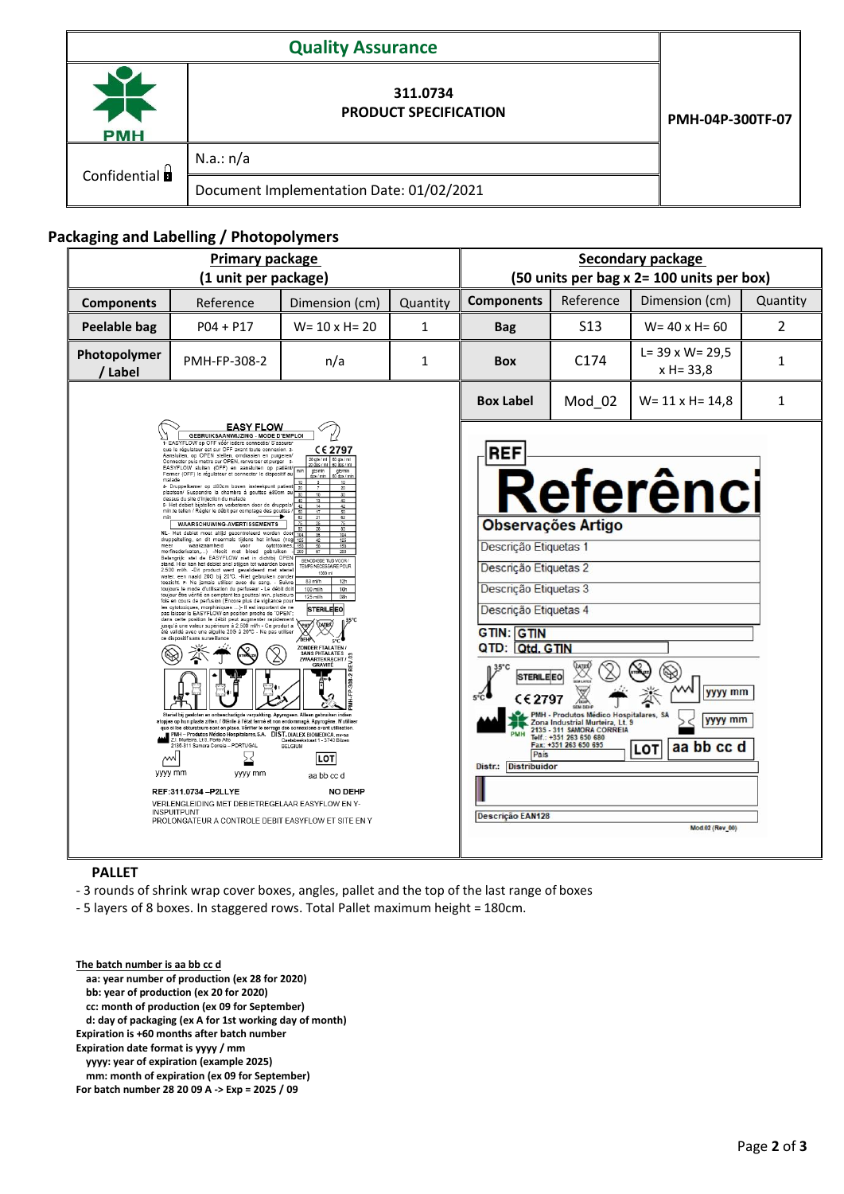| Quality Assurance | | |
|---|---|---|
| PMH | 311.0734<br>**PRODUCT SPECIFICATION** | **PMH-04P-300TF-07** |
| Confidential | N.a.: n/a | |
| | Document Implementation Date: 01/02/2021 | |

## Packaging and Labelling / Photopolymers

| Primary package (1 unit per package) | | | | Secondary package (50 units per bag x 2= 100 units per box) | | | |
|---|---|---|---|---|---|---|---|
| **Components** | Reference | Dimension (cm) | Quantity | **Components** | Reference | Dimension (cm) | Quantity |
| **Peelable bag** | P04 + P17 | W= 10 x H= 20 | 1 | **Bag** | S13 | W= 40 x H= 60 | 2 |
| **Photopolymer / Label** | PMH-FP-308-2 | n/a | 1 | **Box** | C174 | L= 39 x W= 29,5 x H= 33,8 | 1 |
| | | | | **Box Label** | Mod_02 | W= 11 x H= 14,8 | 1 |

**PALLET**

- 3 rounds of shrink wrap cover boxes, angles, pallet and the top of the last range of boxes
- 5 layers of 8 boxes. In staggered rows. Total Pallet maximum height = 180cm.

**The batch number is aa bb cc d**

- **aa: year number of production (ex 28 for 2020)**
- **bb: year of production (ex 20 for 2020)**
- **cc: month of production (ex 09 for September)**
- **d: day of packaging (ex A for 1st working day of month)**

**Expiration is +60 months after batch number**

**Expiration date format is yyyy / mm**

- **yyyy: year of expiration (example 2025)**
- **mm: month of expiration (ex 09 for September)**

**For batch number 28 20 09 A -> Exp = 2025 / 09**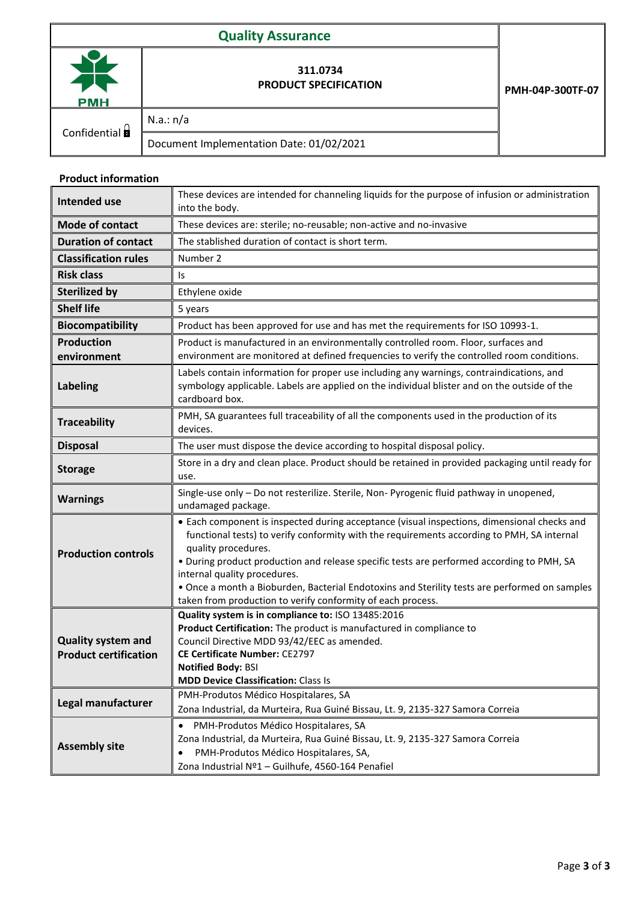| Quality Assurance | | |
|---|---|---|
| PMH | 311.0734<br>**PRODUCT SPECIFICATION** | **PMH-04P-300TF-07** |
| Confidential | N.a.: n/a | |
| | Document Implementation Date: 01/02/2021 | |

**Product information**

| | |
|---|---|
| **Intended use** | These devices are intended for channeling liquids for the purpose of infusion or administration into the body. |
| **Mode of contact** | These devices are: sterile; no-reusable; non-active and no-invasive |
| **Duration of contact** | The stablished duration of contact is short term. |
| **Classification rules** | Number 2 |
| **Risk class** | Is |
| **Sterilized by** | Ethylene oxide |
| **Shelf life** | 5 years |
| **Biocompatibility** | Product has been approved for use and has met the requirements for ISO 10993-1. |
| **Production environment** | Product is manufactured in an environmentally controlled room. Floor, surfaces and environment are monitored at defined frequencies to verify the controlled room conditions. |
| **Labeling** | Labels contain information for proper use including any warnings, contraindications, and symbology applicable. Labels are applied on the individual blister and on the outside of the cardboard box. |
| **Traceability** | PMH, SA guarantees full traceability of all the components used in the production of its devices. |
| **Disposal** | The user must dispose the device according to hospital disposal policy. |
| **Storage** | Store in a dry and clean place. Product should be retained in provided packaging until ready for use. |
| **Warnings** | Single-use only – Do not resterilize. Sterile, Non- Pyrogenic fluid pathway in unopened, undamaged package. |
| **Production controls** | • Each component is inspected during acceptance (visual inspections, dimensional checks and functional tests) to verify conformity with the requirements according to PMH, SA internal quality procedures.<br>• During product production and release specific tests are performed according to PMH, SA internal quality procedures.<br>• Once a month a Bioburden, Bacterial Endotoxins and Sterility tests are performed on samples taken from production to verify conformity of each process. |
| **Quality system and Product certification** | **Quality system is in compliance to:** ISO 13485:2016<br>**Product Certification:** The product is manufactured in compliance to Council Directive MDD 93/42/EEC as amended.<br>**CE Certificate Number:** CE2797<br>**Notified Body:** BSI<br>**MDD Device Classification:** Class Is |
| **Legal manufacturer** | PMH-Produtos Médico Hospitalares, SA<br>Zona Industrial, da Murteira, Rua Guiné Bissau, Lt. 9, 2135-327 Samora Correia |
| **Assembly site** | • PMH-Produtos Médico Hospitalares, SA<br>Zona Industrial, da Murteira, Rua Guiné Bissau, Lt. 9, 2135-327 Samora Correia<br>• PMH-Produtos Médico Hospitalares, SA,<br>Zona Industrial Nº1 – Guilhufe, 4560-164 Penafiel |